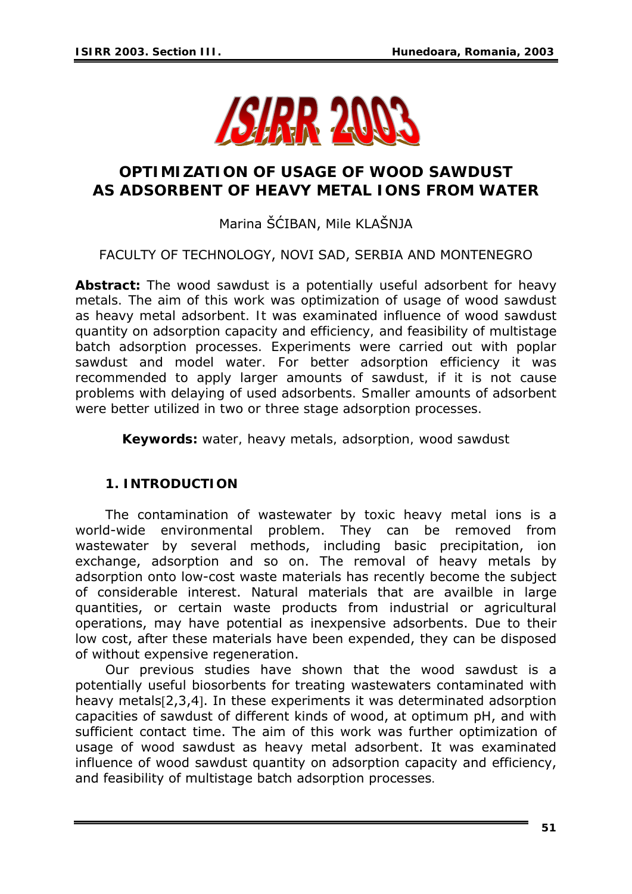# OPTIMIZATION OF USAGE OF WOOD SAWDUST AS ADSORBENT OF HEAVY METAL IONS FROM WATER

Marina ŠĆIBAN, Mile KLAŠNJA

FACULTY OF TECHNOLOGY, NOVI SAD, SERBIA AND MONTENEGRO

**Abstract:** *The wood sawdust is a potentially useful adsorbent for heavy metals. The aim of this work was optimization of usage of wood sawdust as heavy metal adsorbent. It was examinated influence of wood sawdust quantity on adsorption capacity and efficiency, and feasibility of multistage batch adsorption processes. Experiments were carried out with poplar sawdust and model water. For better adsorption efficiency it was recommended to apply larger amounts of sawdust, if it is not cause problems with delaying of used adsorbents. Smaller amounts of adsorbent were better utilized in two or three stage adsorption processes.*

**Keywords:** *water, heavy metals, adsorption, wood sawdust*

## 1. INTRODUCTION

The contamination of wastewater by toxic heavy metal ions is a world-wide environmental problem. They can be removed from wastewater by several methods, including basic precipitation, ion exchange, adsorption and so on. The removal of heavy metals by adsorption onto low-cost waste materials has recently become the subject of considerable interest. Natural materials that are availble in large quantities, or certain waste products from industrial or agricultural operations, may have potential as inexpensive adsorbents. Due to their low cost, after these materials have been expended, they can be disposed of without expensive regeneration.

Our previous studies have shown that the wood sawdust is a potentially useful biosorbents for treating wastewaters contaminated with heavy metals[2,3,4]. In these experiments it was determinated adsorption capacities of sawdust of different kinds of wood, at optimum pH, and with sufficient contact time. The aim of this work was further optimization of usage of wood sawdust as heavy metal adsorbent. It was examinated influence of wood sawdust quantity on adsorption capacity and efficiency, and feasibility of multistage batch adsorption processes.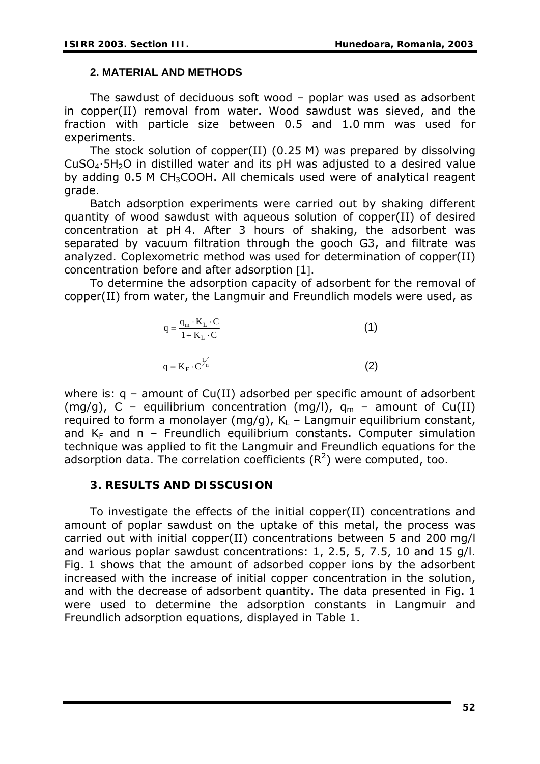## 2. MATERIAL AND METHODS

The sawdust of deciduous soft wood – poplar was used as adsorbent in copper(II) removal from water. Wood sawdust was sieved, and the fraction with particle size between 0.5 and 1.0 mm was used for experiments.

The stock solution of copper(II) (0.25 M) was prepared by dissolving $CuSO_4 \cdot 5H_2O$ in distilled water and its pH was adjusted to a desired value by adding 0.5 M $CH_3COOH$. All chemicals used were of analytical reagent grade.

Batch adsorption experiments were carried out by shaking different quantity of wood sawdust with aqueous solution of copper(II) of desired concentration at pH 4. After 3 hours of shaking, the adsorbent was separated by vacuum filtration through the gooch G3, and filtrate was analyzed. Coplexometric method was used for determination of copper(II) concentration before and after adsorption [1].

To determine the adsorption capacity of adsorbent for the removal of copper(II) from water, the Langmuir and Freundlich models were used, as

$$q = \frac{q_m \cdot K_L \cdot C}{1 + K_L \cdot C} \tag{1}$$

$$q = K_F \cdot C^{1/n} \tag{2}$$

where is: q – amount of Cu(II) adsorbed per specific amount of adsorbent (mg/g), C – equilibrium concentration (mg/l), $q_m$ – amount of Cu(II) required to form a monolayer (mg/g), $K_L$ – Langmuir equilibrium constant, and $K_F$ and n – Freundlich equilibrium constants. Computer simulation technique was applied to fit the Langmuir and Freundlich equations for the adsorption data. The correlation coefficients ($R^2$) were computed, too.

## 3. RESULTS AND DISSCUSION

To investigate the effects of the initial copper(II) concentrations and amount of poplar sawdust on the uptake of this metal, the process was carried out with initial copper(II) concentrations between 5 and 200 mg/l and warious poplar sawdust concentrations: 1, 2.5, 5, 7.5, 10 and 15 g/l. Fig. 1 shows that the amount of adsorbed copper ions by the adsorbent increased with the increase of initial copper concentration in the solution, and with the decrease of adsorbent quantity. The data presented in Fig. 1 were used to determine the adsorption constants in Langmuir and Freundlich adsorption equations, displayed in Table 1.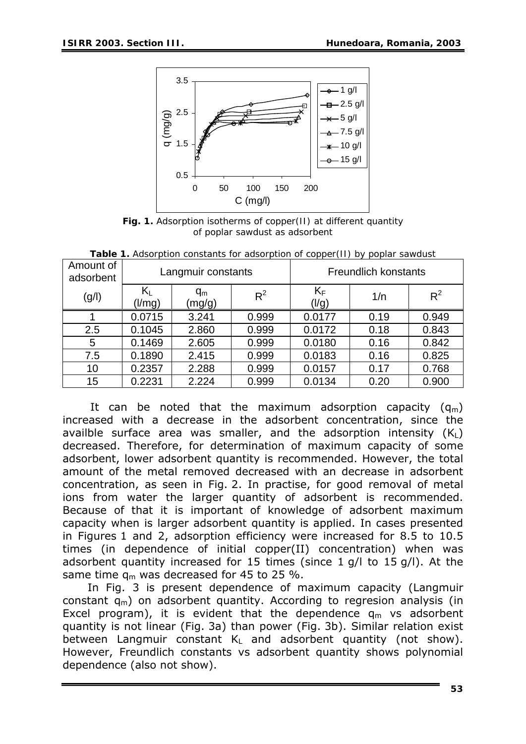**Fig. 1.** Adsorption isotherms of copper(II) at different quantity of poplar sawdust as adsorbent

**Table 1.** Adsorption constants for adsorption of copper(II) by poplar sawdust

| Amount of adsorbent | Langmuir constants | | | Freundlich konstants | | |
|---|---|---|---|---|---|---|
| (g/l) | $K_L$ (l/mg) | $q_m$ (mg/g) | $R^2$ | $K_F$ (l/g) | 1/n | $R^2$ |
| 1 | 0.0715 | 3.241 | 0.999 | 0.0177 | 0.19 | 0.949 |
| 2.5 | 0.1045 | 2.860 | 0.999 | 0.0172 | 0.18 | 0.843 |
| 5 | 0.1469 | 2.605 | 0.999 | 0.0180 | 0.16 | 0.842 |
| 7.5 | 0.1890 | 2.415 | 0.999 | 0.0183 | 0.16 | 0.825 |
| 10 | 0.2357 | 2.288 | 0.999 | 0.0157 | 0.17 | 0.768 |
| 15 | 0.2231 | 2.224 | 0.999 | 0.0134 | 0.20 | 0.900 |

It can be noted that the maximum adsorption capacity ($q_m$) increased with a decrease in the adsorbent concentration, since the availble surface area was smaller, and the adsorption intensity ($K_L$) decreased. Therefore, for determination of maximum capacity of some adsorbent, lower adsorbent quantity is recommended. However, the total amount of the metal removed decreased with an decrease in adsorbent concentration, as seen in Fig. 2. In practise, for good removal of metal ions from water the larger quantity of adsorbent is recommended. Because of that it is important of knowledge of adsorbent maximum capacity when is larger adsorbent quantity is applied. In cases presented in Figures 1 and 2, adsorption efficiency were increased for 8.5 to 10.5 times (in dependence of initial copper(II) concentration) when was adsorbent quantity increased for 15 times (since 1 g/l to 15 g/l). At the same time $q_m$ was decreased for 45 to 25 %.

In Fig. 3 is present dependence of maximum capacity (Langmuir constant $q_m$) on adsorbent quantity. According to regresion analysis (in Excel program), it is evident that the dependence $q_m$ vs adsorbent quantity is not linear (Fig. 3a) than power (Fig. 3b). Similar relation exist between Langmuir constant $K_L$ and adsorbent quantity (not show). However, Freundlich constants vs adsorbent quantity shows polynomial dependence (also not show).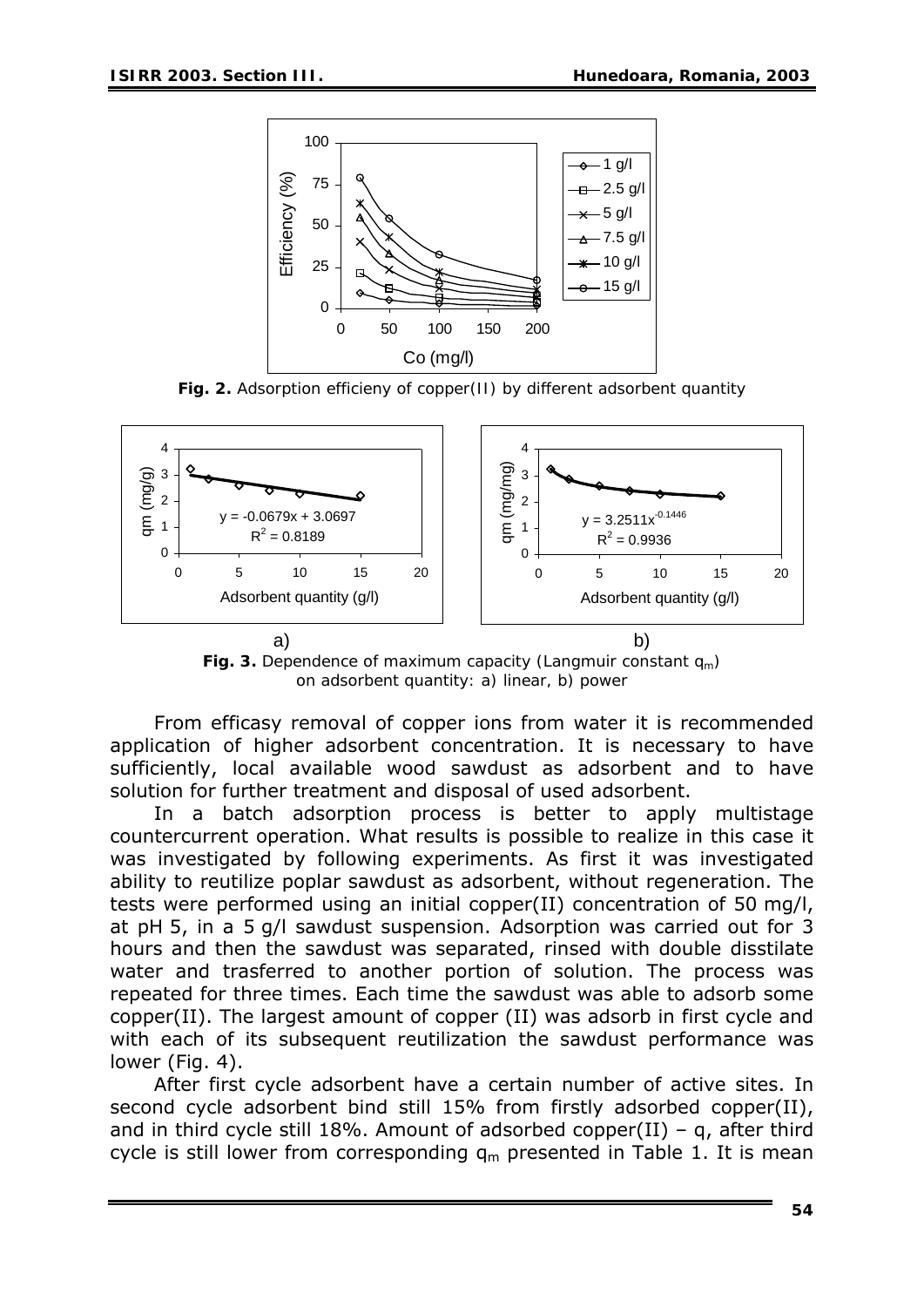Fig. 2. Adsorption efficieny of copper(II) by different adsorbent quantity

Fig. 3. Dependence of maximum capacity (Langmuir constant $q_m$) on adsorbent quantity: a) linear, b) power

From efficasy removal of copper ions from water it is recommended application of higher adsorbent concentration. It is necessary to have sufficiently, local available wood sawdust as adsorbent and to have solution for further treatment and disposal of used adsorbent.

In a batch adsorption process is better to apply multistage countercurrent operation. What results is possible to realize in this case it was investigated by following experiments. As first it was investigated ability to reutilize poplar sawdust as adsorbent, without regeneration. The tests were performed using an initial copper(II) concentration of 50 mg/l, at pH 5, in a 5 g/l sawdust suspension. Adsorption was carried out for 3 hours and then the sawdust was separated, rinsed with double disstilate water and trasferred to another portion of solution. The process was repeated for three times. Each time the sawdust was able to adsorb some copper(II). The largest amount of copper (II) was adsorb in first cycle and with each of its subsequent reutilization the sawdust performance was lower (Fig. 4).

After first cycle adsorbent have a certain number of active sites. In second cycle adsorbent bind still 15% from firstly adsorbed copper(II), and in third cycle still 18%. Amount of adsorbed copper(II) – q, after third cycle is still lower from corresponding $q_m$ presented in Table 1. It is mean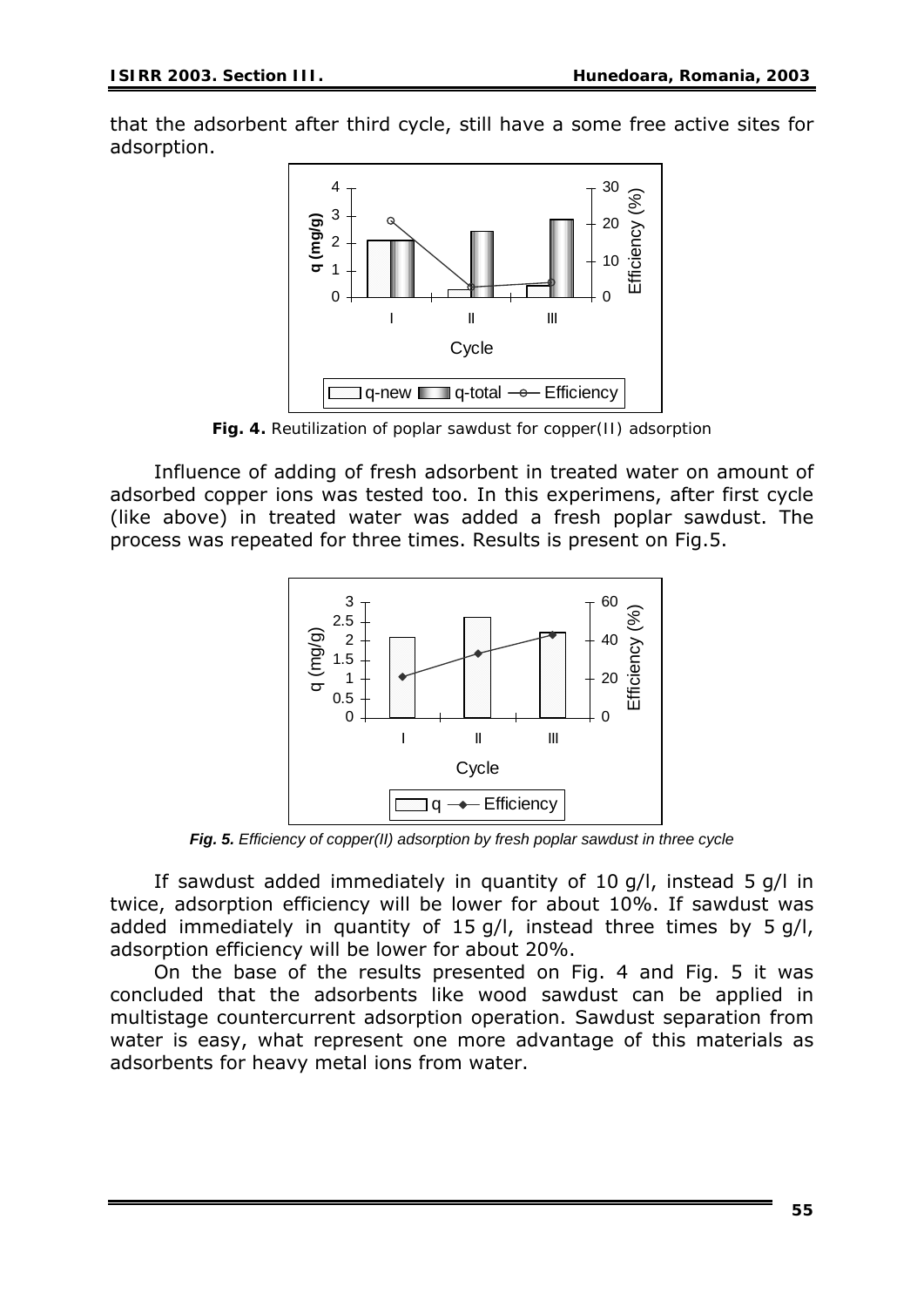that the adsorbent after third cycle, still have a some free active sites for adsorption.

**Fig. 4.** Reutilization of poplar sawdust for copper(II) adsorption

Influence of adding of fresh adsorbent in treated water on amount of adsorbed copper ions was tested too. In this experimens, after first cycle (like above) in treated water was added a fresh poplar sawdust. The process was repeated for three times. Results is present on Fig.5.

***Fig. 5.*** *Efficiency of copper(II) adsorption by fresh poplar sawdust in three cycle*

If sawdust added immediately in quantity of 10 g/l, instead 5 g/l in twice, adsorption efficiency will be lower for about 10%. If sawdust was added immediately in quantity of 15 g/l, instead three times by 5 g/l, adsorption efficiency will be lower for about 20%.

On the base of the results presented on Fig. 4 and Fig. 5 it was concluded that the adsorbents like wood sawdust can be applied in multistage countercurrent adsorption operation. Sawdust separation from water is easy, what represent one more advantage of this materials as adsorbents for heavy metal ions from water.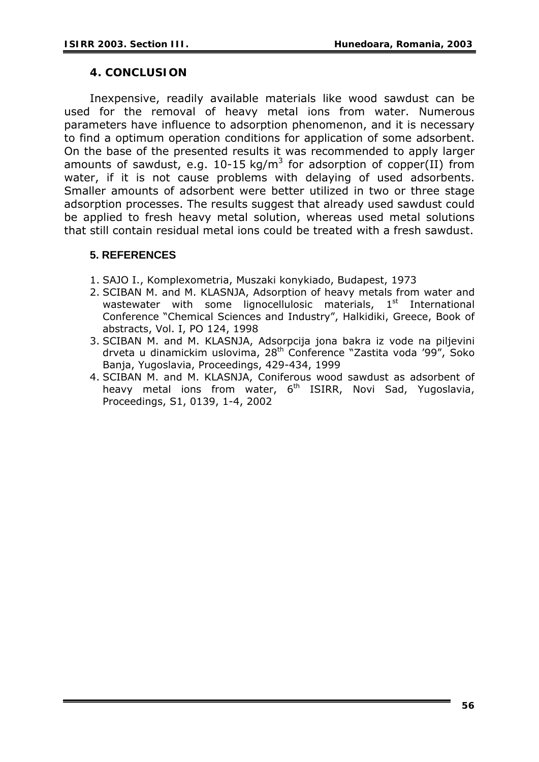## 4. CONCLUSION

Inexpensive, readily available materials like wood sawdust can be used for the removal of heavy metal ions from water. Numerous parameters have influence to adsorption phenomenon, and it is necessary to find a optimum operation conditions for application of some adsorbent. On the base of the presented results it was recommended to apply larger amounts of sawdust, e.g. 10-15 kg/m$^3$ for adsorption of copper(II) from water, if it is not cause problems with delaying of used adsorbents. Smaller amounts of adsorbent were better utilized in two or three stage adsorption processes. The results suggest that already used sawdust could be applied to fresh heavy metal solution, whereas used metal solutions that still contain residual metal ions could be treated with a fresh sawdust.

## 5. REFERENCES

1. SAJO I., Komplexometria, Muszaki konykiado, Budapest, 1973
2. SCIBAN M. and M. KLASNJA, Adsorption of heavy metals from water and wastewater with some lignocellulosic materials, 1st International Conference "Chemical Sciences and Industry", Halkidiki, Greece, Book of abstracts, Vol. I, PO 124, 1998
3. SCIBAN M. and M. KLASNJA, Adsorpcija jona bakra iz vode na piljevini drveta u dinamickim uslovima, 28th Conference "Zastita voda '99", Soko Banja, Yugoslavia, Proceedings, 429-434, 1999
4. SCIBAN M. and M. KLASNJA, Coniferous wood sawdust as adsorbent of heavy metal ions from water, 6th ISIRR, Novi Sad, Yugoslavia, Proceedings, S1, 0139, 1-4, 2002